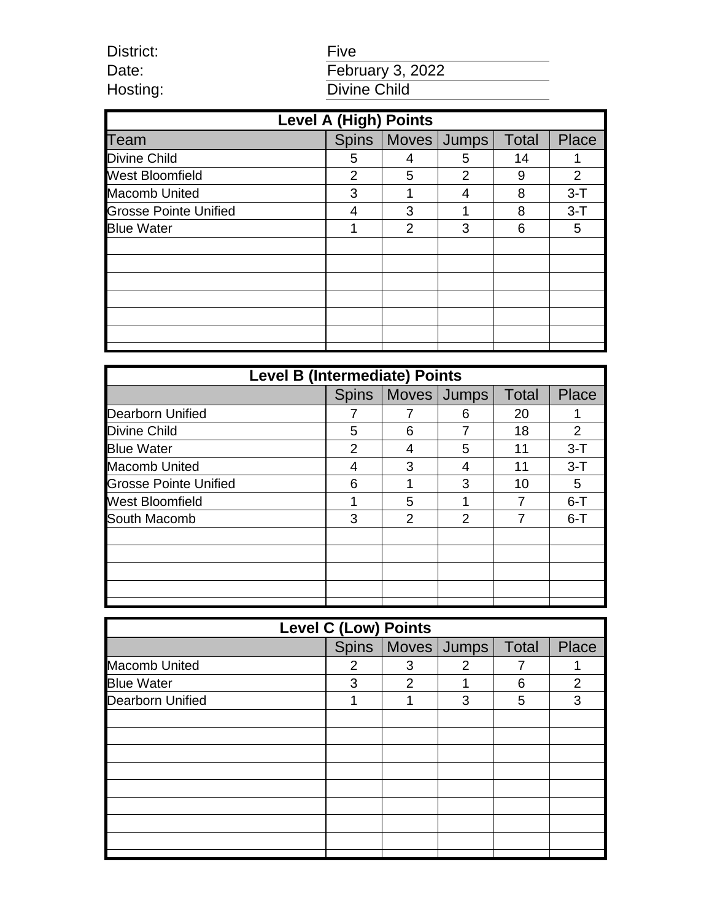| | |
|---|---|
| District: | Five |
| Date: | February 3, 2022 |
| Hosting: | Divine Child |

| Level A (High) Points | | | | | |
|---|---|---|---|---|---|
| Team | Spins | Moves | Jumps | Total | Place |
| Divine Child | 5 | 4 | 5 | 14 | 1 |
| West Bloomfield | 2 | 5 | 2 | 9 | 2 |
| Macomb United | 3 | 1 | 4 | 8 | 3-T |
| Grosse Pointe Unified | 4 | 3 | 1 | 8 | 3-T |
| Blue Water | 1 | 2 | 3 | 6 | 5 |

| Level B (Intermediate) Points | | | | | |
|---|---|---|---|---|---|
| | Spins | Moves | Jumps | Total | Place |
| Dearborn Unified | 7 | 7 | 6 | 20 | 1 |
| Divine Child | 5 | 6 | 7 | 18 | 2 |
| Blue Water | 2 | 4 | 5 | 11 | 3-T |
| Macomb United | 4 | 3 | 4 | 11 | 3-T |
| Grosse Pointe Unified | 6 | 1 | 3 | 10 | 5 |
| West Bloomfield | 1 | 5 | 1 | 7 | 6-T |
| South Macomb | 3 | 2 | 2 | 7 | 6-T |

| Level C (Low) Points | | | | | |
|---|---|---|---|---|---|
| | Spins | Moves | Jumps | Total | Place |
| Macomb United | 2 | 3 | 2 | 7 | 1 |
| Blue Water | 3 | 2 | 1 | 6 | 2 |
| Dearborn Unified | 1 | 1 | 3 | 5 | 3 |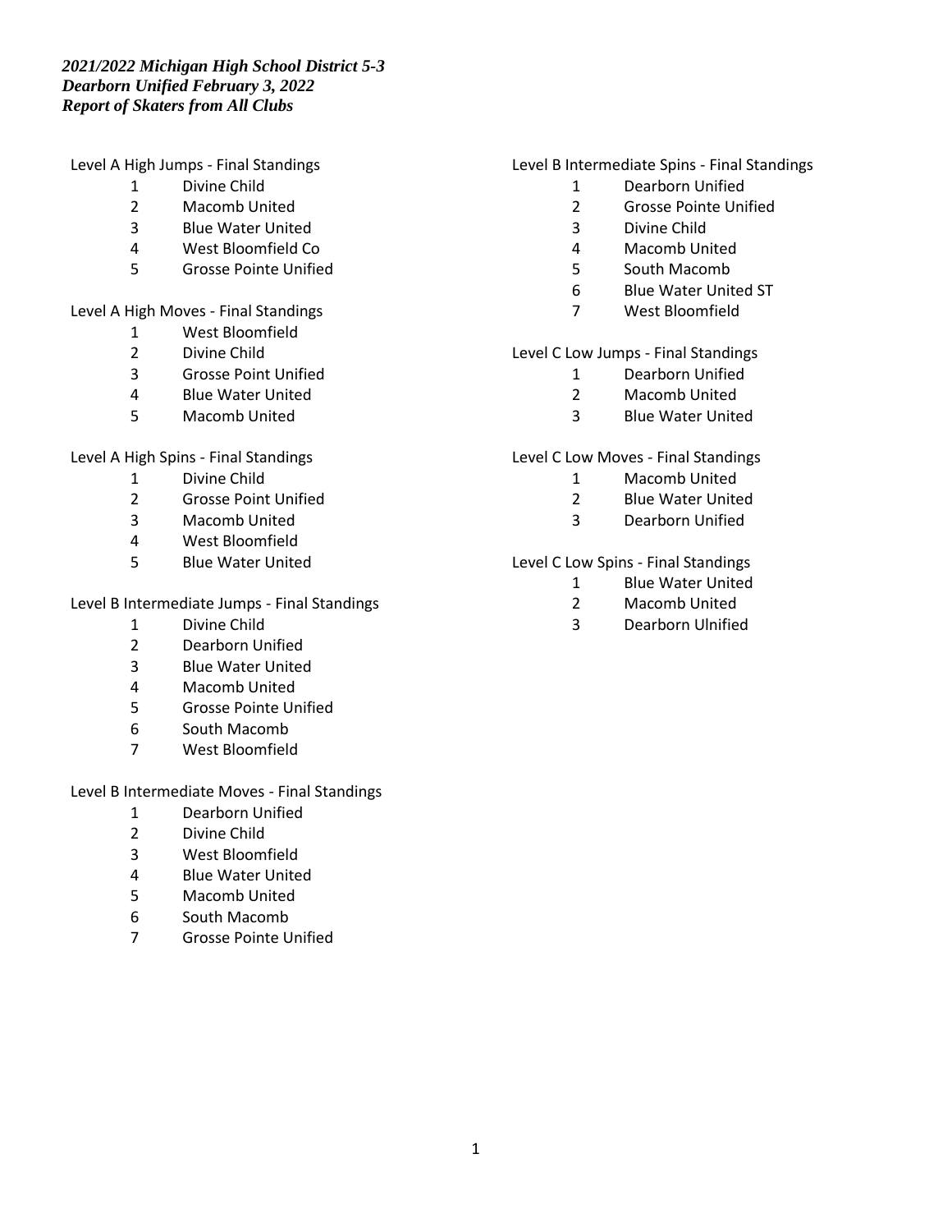*2021/2022 Michigan High School District 5-3*
*Dearborn Unified February 3, 2022*
*Report of Skaters from All Clubs*

Level A High Jumps - Final Standings

1 Divine Child
2 Macomb United
3 Blue Water United
4 West Bloomfield Co
5 Grosse Pointe Unified

Level A High Moves - Final Standings

1 West Bloomfield
2 Divine Child
3 Grosse Point Unified
4 Blue Water United
5 Macomb United

Level A High Spins - Final Standings

1 Divine Child
2 Grosse Point Unified
3 Macomb United
4 West Bloomfield
5 Blue Water United

Level B Intermediate Jumps - Final Standings

1 Divine Child
2 Dearborn Unified
3 Blue Water United
4 Macomb United
5 Grosse Pointe Unified
6 South Macomb
7 West Bloomfield

Level B Intermediate Moves - Final Standings

1 Dearborn Unified
2 Divine Child
3 West Bloomfield
4 Blue Water United
5 Macomb United
6 South Macomb
7 Grosse Pointe Unified

Level B Intermediate Spins - Final Standings

1 Dearborn Unified
2 Grosse Pointe Unified
3 Divine Child
4 Macomb United
5 South Macomb
6 Blue Water United ST
7 West Bloomfield

Level C Low Jumps - Final Standings

1 Dearborn Unified
2 Macomb United
3 Blue Water United

Level C Low Moves - Final Standings

1 Macomb United
2 Blue Water United
3 Dearborn Unified

Level C Low Spins - Final Standings

1 Blue Water United
2 Macomb United
3 Dearborn Ulnified